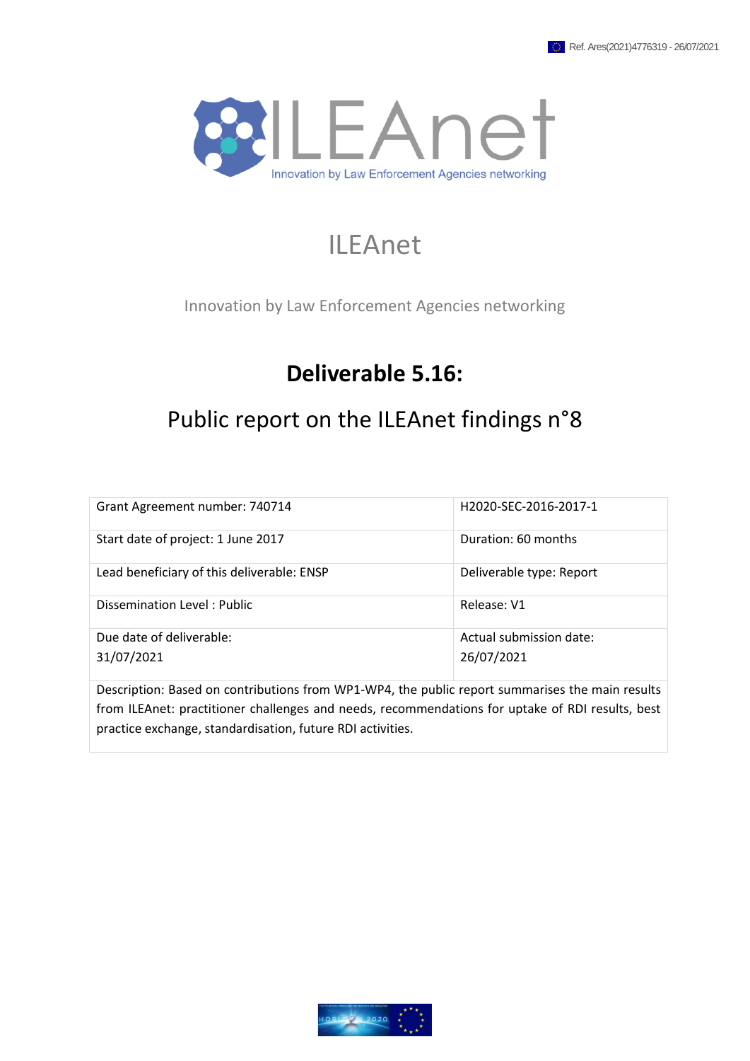Ref. Ares(2021)4776319 - 26/07/2021

ILEAnet

Innovation by Law Enforcement Agencies networking

# Deliverable 5.16:

## Public report on the ILEAnet findings n°8

| Grant Agreement number: 740714 | H2020-SEC-2016-2017-1 |
|---|---|
| Start date of project: 1 June 2017 | Duration: 60 months |
| Lead beneficiary of this deliverable: ENSP | Deliverable type: Report |
| Dissemination Level : Public | Release: V1 |
| Due date of deliverable: 31/07/2021 | Actual submission date: 26/07/2021 |
| Description: Based on contributions from WP1-WP4, the public report summarises the main results from ILEAnet: practitioner challenges and needs, recommendations for uptake of RDI results, best practice exchange, standardisation, future RDI activities. | |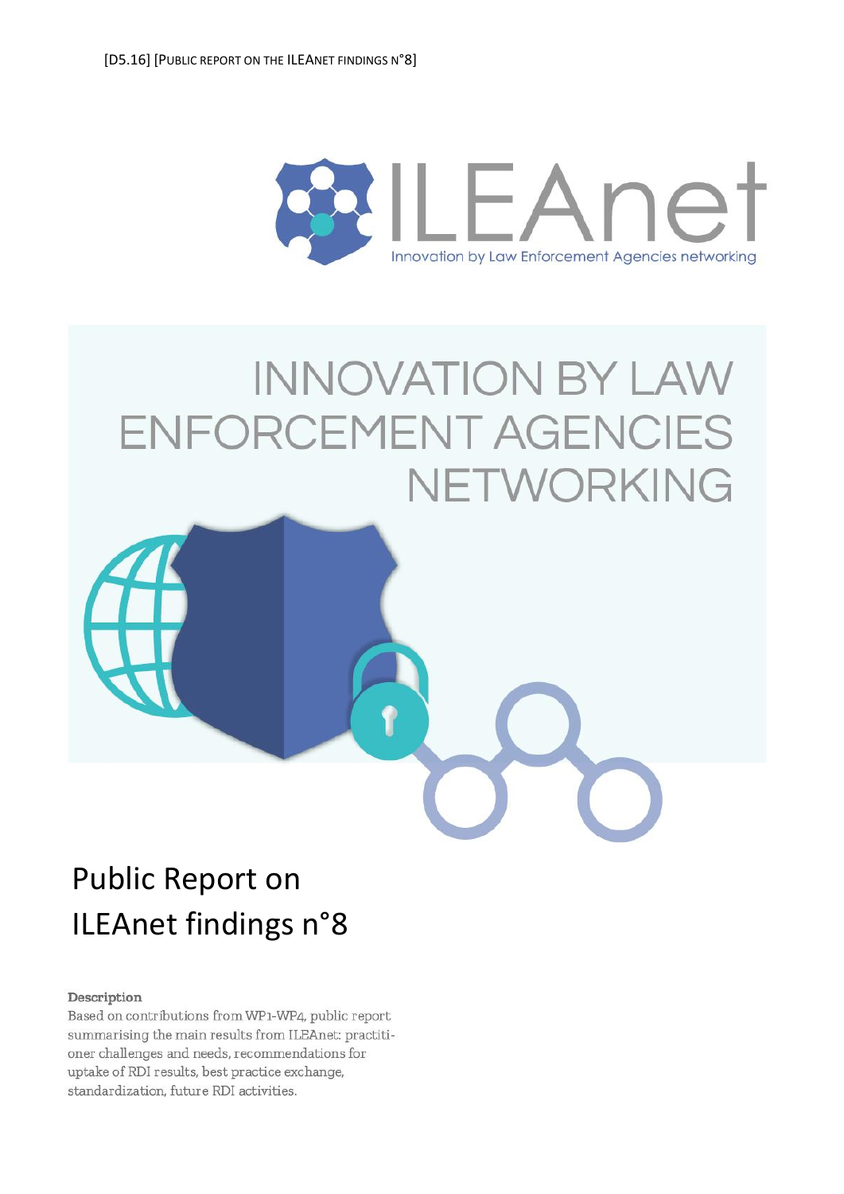# Public Report on ILEAnet findings n°8

**Description**

Based on contributions from WP1-WP4, public report summarising the main results from ILEAnet: practitioner challenges and needs, recommendations for uptake of RDI results, best practice exchange, standardization, future RDI activities.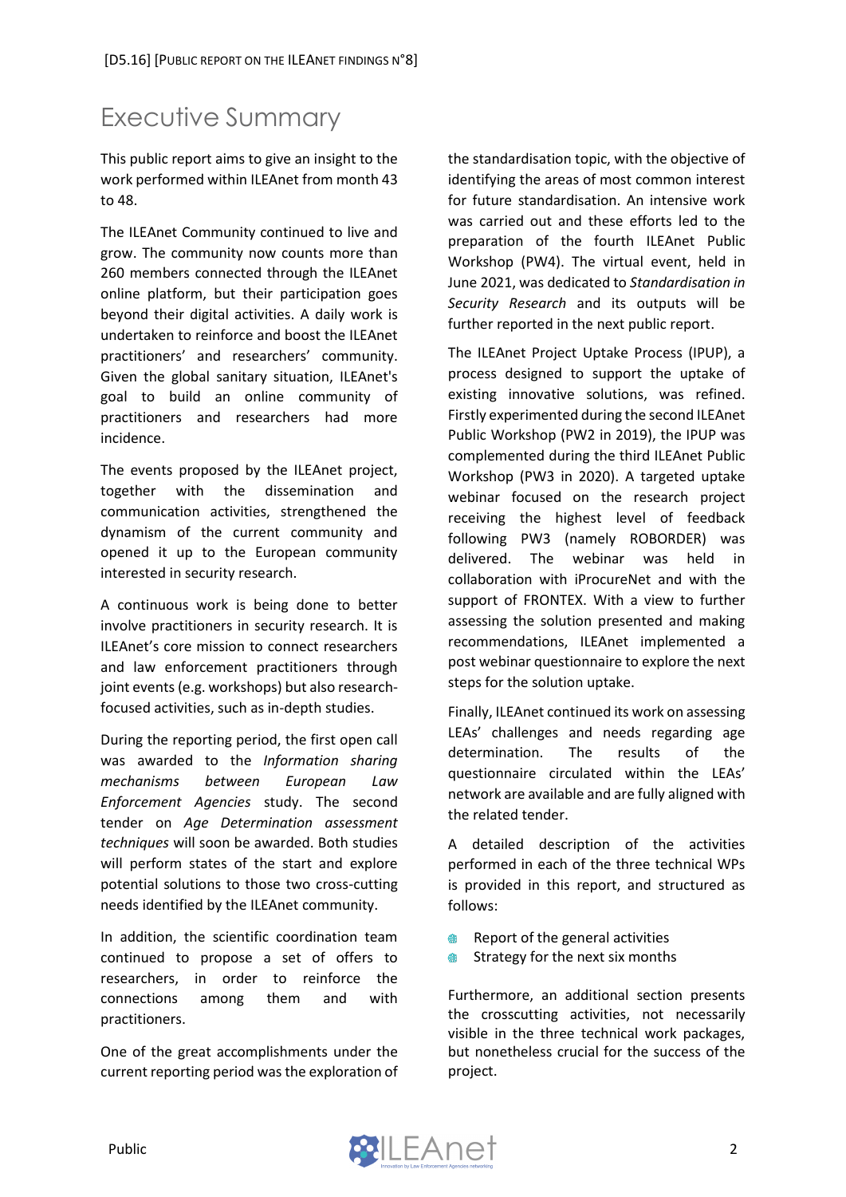# Executive Summary

This public report aims to give an insight to the work performed within ILEAnet from month 43 to 48.

The ILEAnet Community continued to live and grow. The community now counts more than 260 members connected through the ILEAnet online platform, but their participation goes beyond their digital activities. A daily work is undertaken to reinforce and boost the ILEAnet practitioners' and researchers' community. Given the global sanitary situation, ILEAnet's goal to build an online community of practitioners and researchers had more incidence.

The events proposed by the ILEAnet project, together with the dissemination and communication activities, strengthened the dynamism of the current community and opened it up to the European community interested in security research.

A continuous work is being done to better involve practitioners in security research. It is ILEAnet's core mission to connect researchers and law enforcement practitioners through joint events (e.g. workshops) but also research-focused activities, such as in-depth studies.

During the reporting period, the first open call was awarded to the *Information sharing mechanisms between European Law Enforcement Agencies* study. The second tender on *Age Determination assessment techniques* will soon be awarded. Both studies will perform states of the start and explore potential solutions to those two cross-cutting needs identified by the ILEAnet community.

In addition, the scientific coordination team continued to propose a set of offers to researchers, in order to reinforce the connections among them and with practitioners.

One of the great accomplishments under the current reporting period was the exploration of the standardisation topic, with the objective of identifying the areas of most common interest for future standardisation. An intensive work was carried out and these efforts led to the preparation of the fourth ILEAnet Public Workshop (PW4). The virtual event, held in June 2021, was dedicated to *Standardisation in Security Research* and its outputs will be further reported in the next public report.

The ILEAnet Project Uptake Process (IPUP), a process designed to support the uptake of existing innovative solutions, was refined. Firstly experimented during the second ILEAnet Public Workshop (PW2 in 2019), the IPUP was complemented during the third ILEAnet Public Workshop (PW3 in 2020). A targeted uptake webinar focused on the research project receiving the highest level of feedback following PW3 (namely ROBORDER) was delivered. The webinar was held in collaboration with iProcureNet and with the support of FRONTEX. With a view to further assessing the solution presented and making recommendations, ILEAnet implemented a post webinar questionnaire to explore the next steps for the solution uptake.

Finally, ILEAnet continued its work on assessing LEAs' challenges and needs regarding age determination. The results of the questionnaire circulated within the LEAs' network are available and are fully aligned with the related tender.

A detailed description of the activities performed in each of the three technical WPs is provided in this report, and structured as follows:

- Report of the general activities
- Strategy for the next six months

Furthermore, an additional section presents the crosscutting activities, not necessarily visible in the three technical work packages, but nonetheless crucial for the success of the project.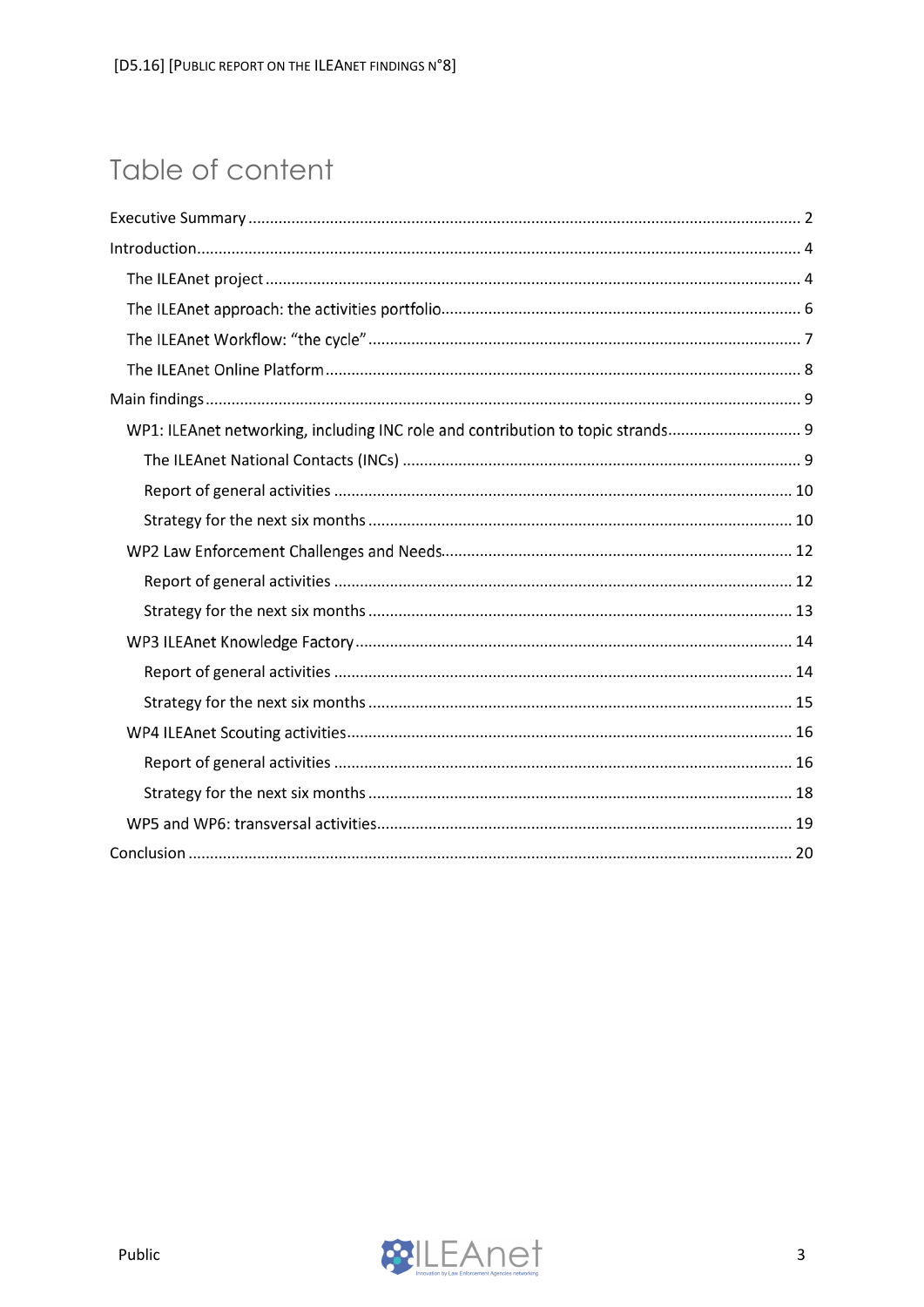# Table of content

Executive Summary ........................................................................................................... 2

Introduction........................................................................................................................ 4

- The ILEAnet project ........................................................................................................ 4
- The ILEAnet approach: the activities portfolio................................................................ 6
- The ILEAnet Workflow: "the cycle" ................................................................................. 7
- The ILEAnet Online Platform .......................................................................................... 8

Main findings ...................................................................................................................... 9

- WP1: ILEAnet networking, including INC role and contribution to topic strands............................. 9
  - The ILEAnet National Contacts (INCs) ....................................................................... 9
  - Report of general activities ......................................................................................... 10
  - Strategy for the next six months ................................................................................. 10
- WP2 Law Enforcement Challenges and Needs................................................................ 12
  - Report of general activities ......................................................................................... 12
  - Strategy for the next six months ................................................................................. 13
- WP3 ILEAnet Knowledge Factory .................................................................................... 14
  - Report of general activities ......................................................................................... 14
  - Strategy for the next six months ................................................................................. 15
- WP4 ILEAnet Scouting activities....................................................................................... 16
  - Report of general activities ......................................................................................... 16
  - Strategy for the next six months ................................................................................. 18
- WP5 and WP6: transversal activities................................................................................ 19

Conclusion ......................................................................................................................... 20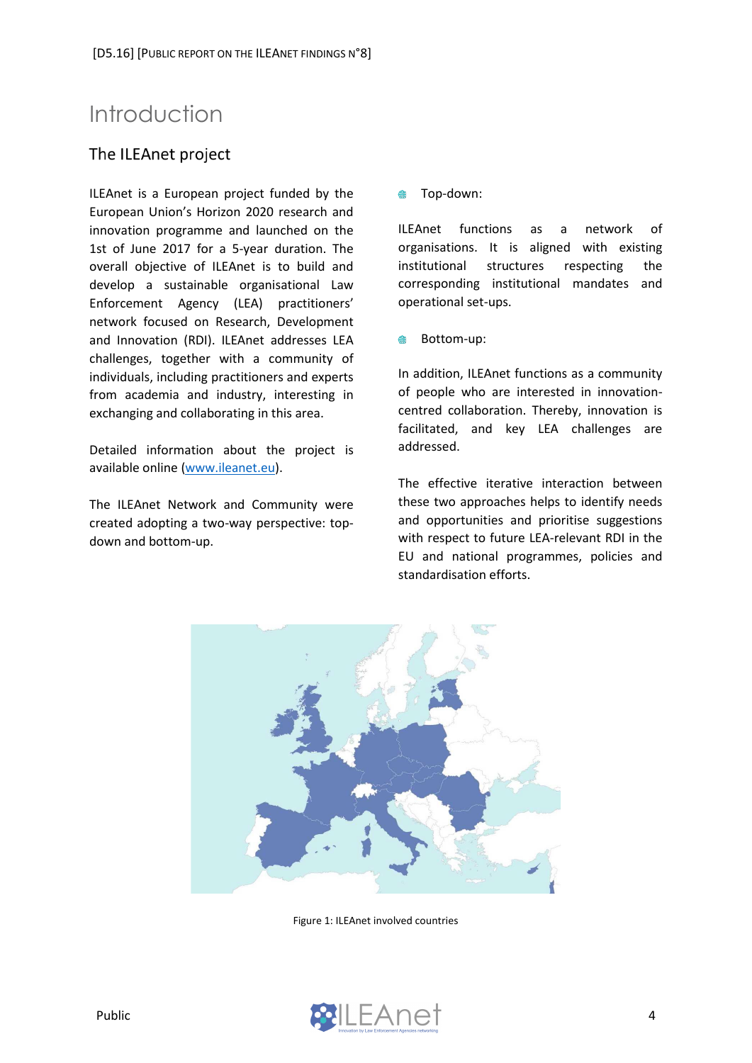# Introduction

## The ILEAnet project

ILEAnet is a European project funded by the European Union's Horizon 2020 research and innovation programme and launched on the 1st of June 2017 for a 5-year duration. The overall objective of ILEAnet is to build and develop a sustainable organisational Law Enforcement Agency (LEA) practitioners' network focused on Research, Development and Innovation (RDI). ILEAnet addresses LEA challenges, together with a community of individuals, including practitioners and experts from academia and industry, interesting in exchanging and collaborating in this area.

Detailed information about the project is available online (www.ileanet.eu).

The ILEAnet Network and Community were created adopting a two-way perspective: top-down and bottom-up.

- Top-down:

ILEAnet functions as a network of organisations. It is aligned with existing institutional structures respecting the corresponding institutional mandates and operational set-ups.

- Bottom-up:

In addition, ILEAnet functions as a community of people who are interested in innovation-centred collaboration. Thereby, innovation is facilitated, and key LEA challenges are addressed.

The effective iterative interaction between these two approaches helps to identify needs and opportunities and prioritise suggestions with respect to future LEA-relevant RDI in the EU and national programmes, policies and standardisation efforts.

Figure 1: ILEAnet involved countries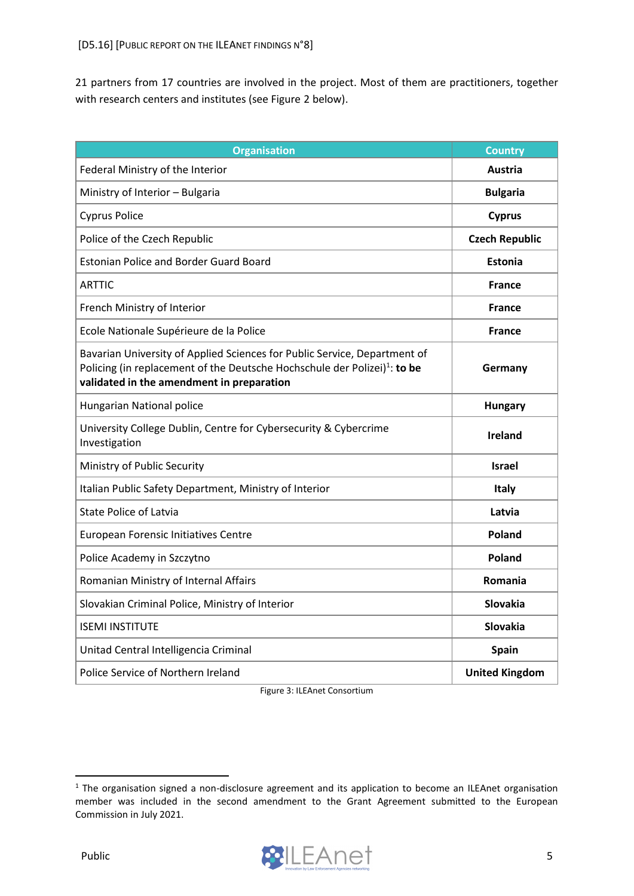21 partners from 17 countries are involved in the project. Most of them are practitioners, together with research centers and institutes (see Figure 2 below).

| Organisation | Country |
|---|---|
| Federal Ministry of the Interior | **Austria** |
| Ministry of Interior – Bulgaria | **Bulgaria** |
| Cyprus Police | **Cyprus** |
| Police of the Czech Republic | **Czech Republic** |
| Estonian Police and Border Guard Board | **Estonia** |
| ARTTIC | **France** |
| French Ministry of Interior | **France** |
| Ecole Nationale Supérieure de la Police | **France** |
| Bavarian University of Applied Sciences for Public Service, Department of Policing (in replacement of the Deutsche Hochschule der Polizei)[1]: **to be validated in the amendment in preparation** | **Germany** |
| Hungarian National police | **Hungary** |
| University College Dublin, Centre for Cybersecurity & Cybercrime Investigation | **Ireland** |
| Ministry of Public Security | **Israel** |
| Italian Public Safety Department, Ministry of Interior | **Italy** |
| State Police of Latvia | **Latvia** |
| European Forensic Initiatives Centre | **Poland** |
| Police Academy in Szczytno | **Poland** |
| Romanian Ministry of Internal Affairs | **Romania** |
| Slovakian Criminal Police, Ministry of Interior | **Slovakia** |
| ISEMI INSTITUTE | **Slovakia** |
| Unitad Central Intelligencia Criminal | **Spain** |
| Police Service of Northern Ireland | **United Kingdom** |

Figure 3: ILEAnet Consortium

[1] The organisation signed a non-disclosure agreement and its application to become an ILEAnet organisation member was included in the second amendment to the Grant Agreement submitted to the European Commission in July 2021.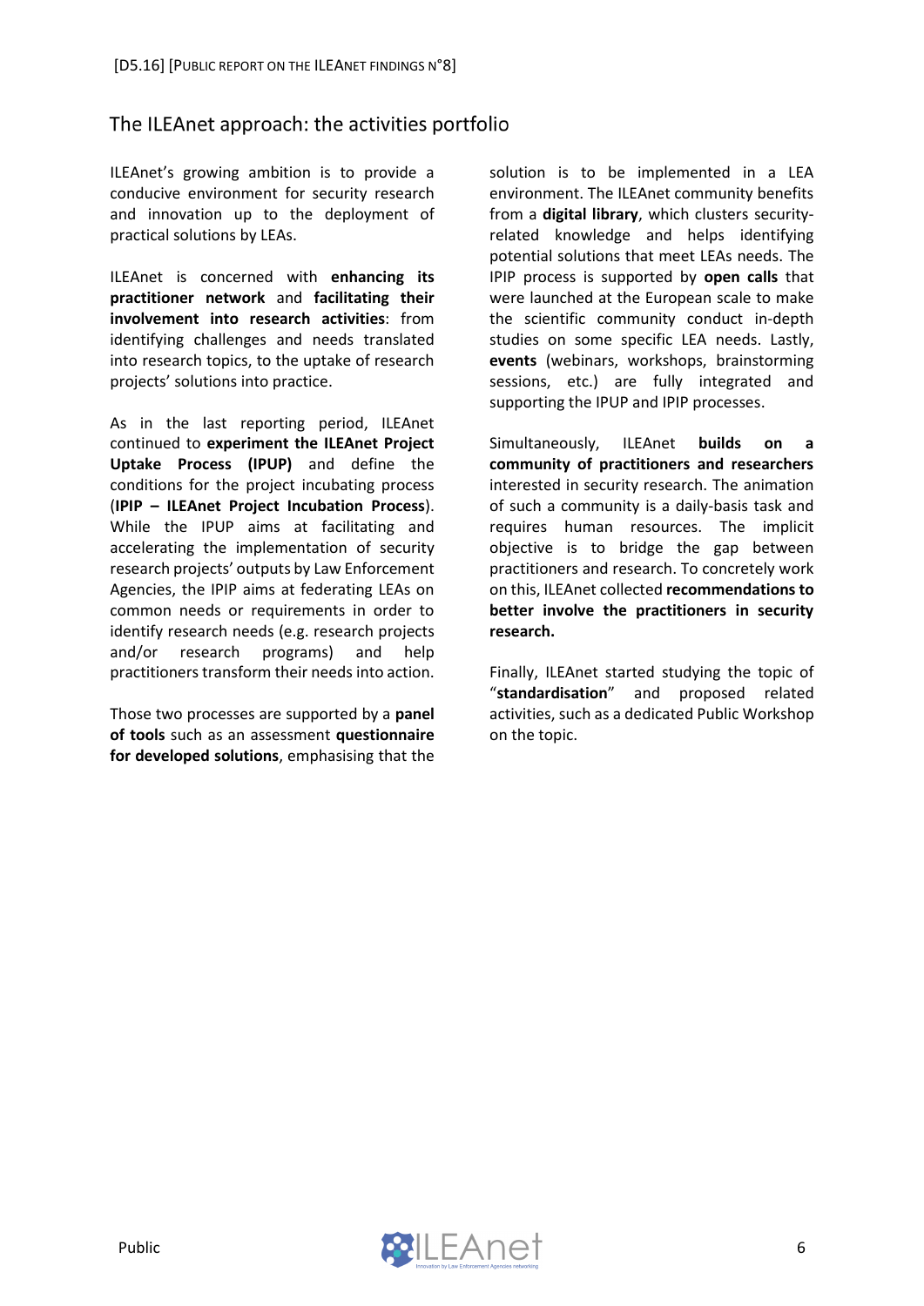## The ILEAnet approach: the activities portfolio

ILEAnet's growing ambition is to provide a conducive environment for security research and innovation up to the deployment of practical solutions by LEAs.

ILEAnet is concerned with **enhancing its practitioner network** and **facilitating their involvement into research activities**: from identifying challenges and needs translated into research topics, to the uptake of research projects' solutions into practice.

As in the last reporting period, ILEAnet continued to **experiment the ILEAnet Project Uptake Process (IPUP)** and define the conditions for the project incubating process (**IPIP – ILEAnet Project Incubation Process**). While the IPUP aims at facilitating and accelerating the implementation of security research projects' outputs by Law Enforcement Agencies, the IPIP aims at federating LEAs on common needs or requirements in order to identify research needs (e.g. research projects and/or research programs) and help practitioners transform their needs into action.

Those two processes are supported by a **panel of tools** such as an assessment **questionnaire for developed solutions**, emphasising that the solution is to be implemented in a LEA environment. The ILEAnet community benefits from a **digital library**, which clusters security-related knowledge and helps identifying potential solutions that meet LEAs needs. The IPIP process is supported by **open calls** that were launched at the European scale to make the scientific community conduct in-depth studies on some specific LEA needs. Lastly, **events** (webinars, workshops, brainstorming sessions, etc.) are fully integrated and supporting the IPUP and IPIP processes.

Simultaneously, ILEAnet **builds on a community of practitioners and researchers** interested in security research. The animation of such a community is a daily-basis task and requires human resources. The implicit objective is to bridge the gap between practitioners and research. To concretely work on this, ILEAnet collected **recommendations to better involve the practitioners in security research.**

Finally, ILEAnet started studying the topic of "**standardisation**" and proposed related activities, such as a dedicated Public Workshop on the topic.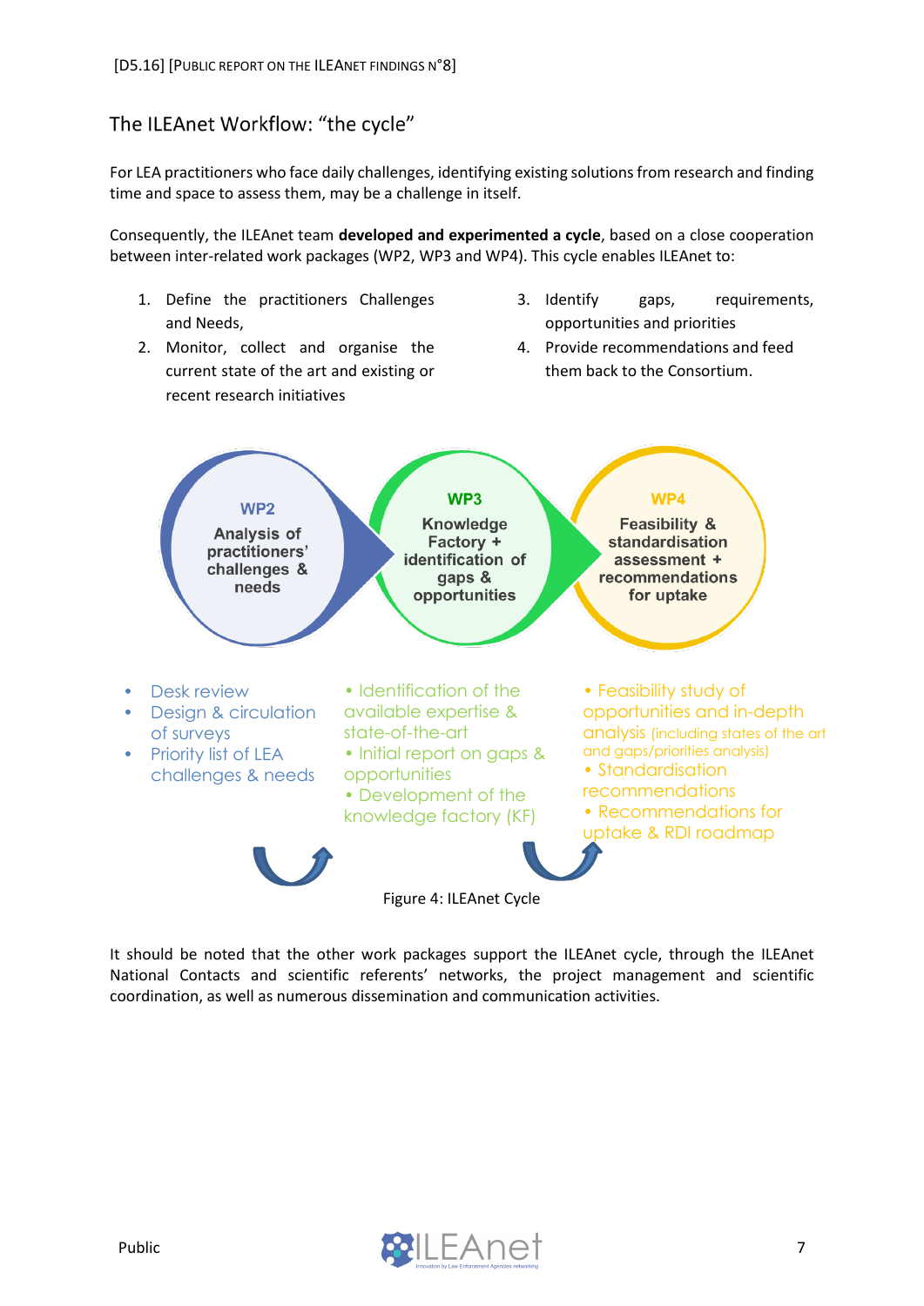## The ILEAnet Workflow: "the cycle"

For LEA practitioners who face daily challenges, identifying existing solutions from research and finding time and space to assess them, may be a challenge in itself.

Consequently, the ILEAnet team **developed and experimented a cycle**, based on a close cooperation between inter-related work packages (WP2, WP3 and WP4). This cycle enables ILEAnet to:

1. Define the practitioners Challenges and Needs,
2. Monitor, collect and organise the current state of the art and existing or recent research initiatives
3. Identify gaps, requirements, opportunities and priorities
4. Provide recommendations and feed them back to the Consortium.

**WP2**
Analysis of practitioners' challenges & needs

- Desk review
- Design & circulation of surveys
- Priority list of LEA challenges & needs

**WP3**
Knowledge Factory + identification of gaps & opportunities

- Identification of the available expertise & state-of-the-art
- Initial report on gaps & opportunities
- Development of the knowledge factory (KF)

**WP4**
Feasibility & standardisation assessment + recommendations for uptake

- Feasibility study of opportunities and in-depth analysis (including states of the art and gaps/priorities analysis)
- Standardisation recommendations
- Recommendations for uptake & RDI roadmap

Figure 4: ILEAnet Cycle

It should be noted that the other work packages support the ILEAnet cycle, through the ILEAnet National Contacts and scientific referents' networks, the project management and scientific coordination, as well as numerous dissemination and communication activities.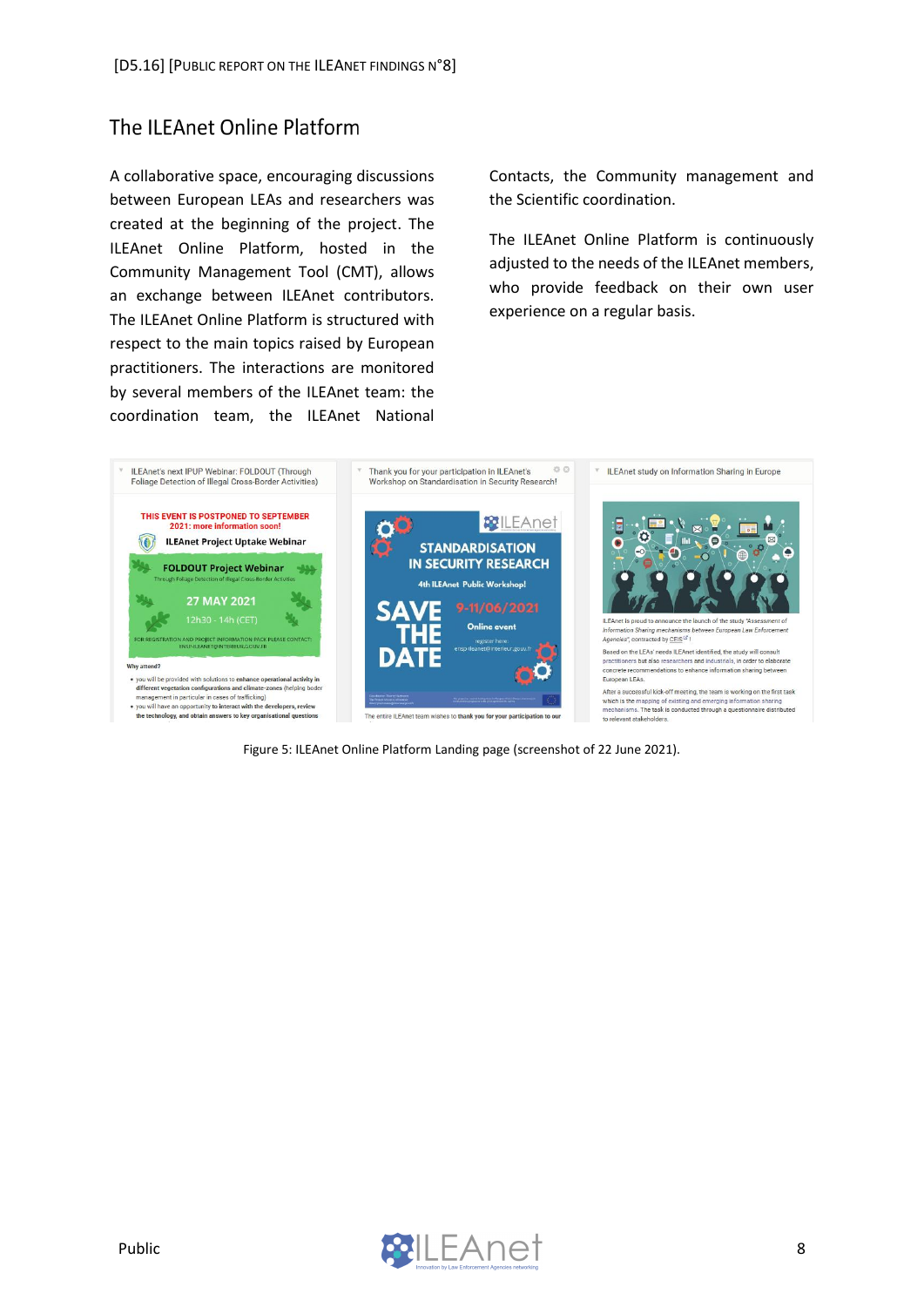## The ILEAnet Online Platform

A collaborative space, encouraging discussions between European LEAs and researchers was created at the beginning of the project. The ILEAnet Online Platform, hosted in the Community Management Tool (CMT), allows an exchange between ILEAnet contributors. The ILEAnet Online Platform is structured with respect to the main topics raised by European practitioners. The interactions are monitored by several members of the ILEAnet team: the coordination team, the ILEAnet National Contacts, the Community management and the Scientific coordination.

The ILEAnet Online Platform is continuously adjusted to the needs of the ILEAnet members, who provide feedback on their own user experience on a regular basis.

Figure 5: ILEAnet Online Platform Landing page (screenshot of 22 June 2021).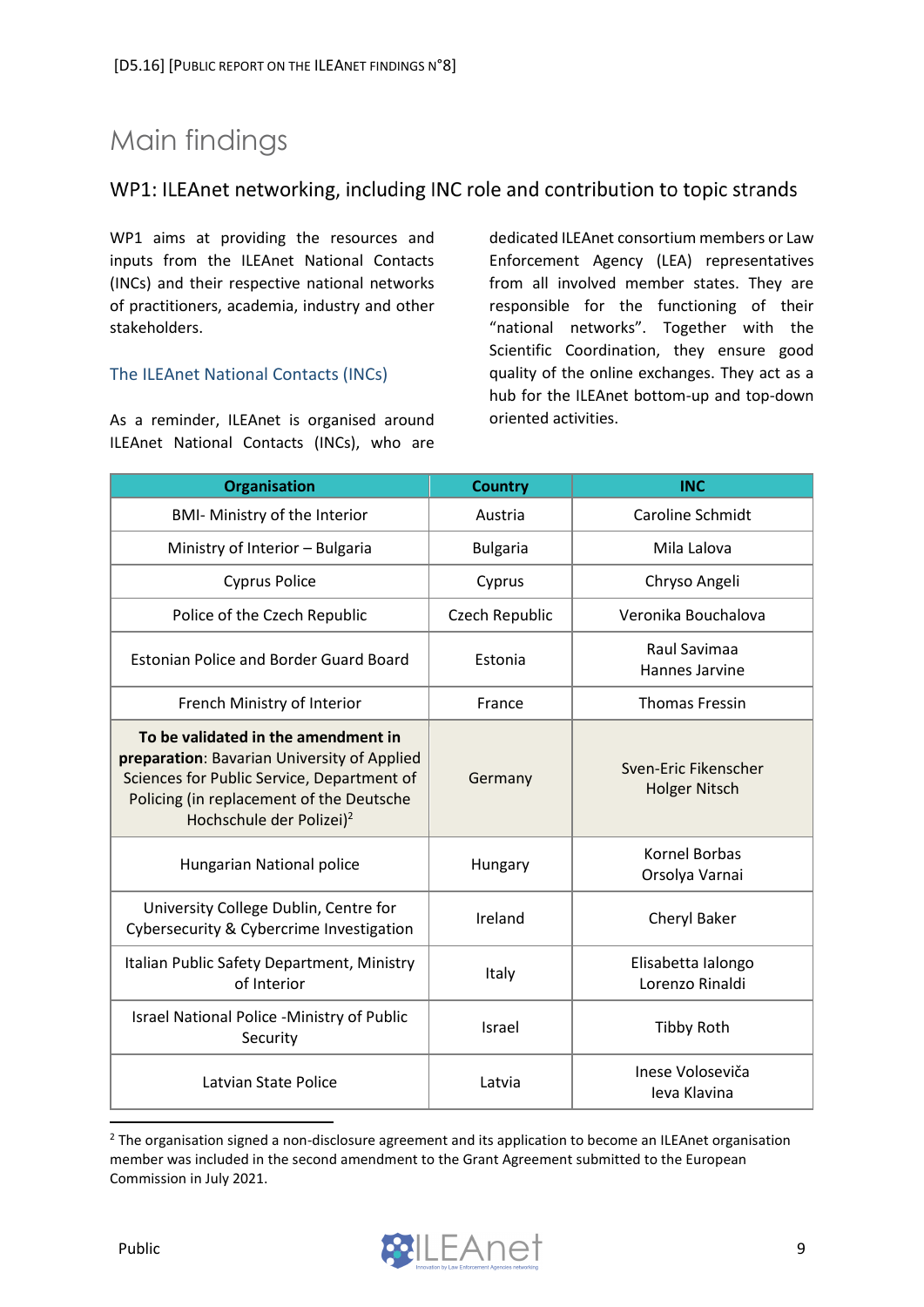# Main findings

## WP1: ILEAnet networking, including INC role and contribution to topic strands

WP1 aims at providing the resources and inputs from the ILEAnet National Contacts (INCs) and their respective national networks of practitioners, academia, industry and other stakeholders.

### The ILEAnet National Contacts (INCs)

As a reminder, ILEAnet is organised around ILEAnet National Contacts (INCs), who are dedicated ILEAnet consortium members or Law Enforcement Agency (LEA) representatives from all involved member states. They are responsible for the functioning of their "national networks". Together with the Scientific Coordination, they ensure good quality of the online exchanges. They act as a hub for the ILEAnet bottom-up and top-down oriented activities.

| Organisation | Country | INC |
|---|---|---|
| BMI- Ministry of the Interior | Austria | Caroline Schmidt |
| Ministry of Interior – Bulgaria | Bulgaria | Mila Lalova |
| Cyprus Police | Cyprus | Chryso Angeli |
| Police of the Czech Republic | Czech Republic | Veronika Bouchalova |
| Estonian Police and Border Guard Board | Estonia | Raul Savimaa<br>Hannes Jarvine |
| French Ministry of Interior | France | Thomas Fressin |
| **To be validated in the amendment in preparation**: Bavarian University of Applied Sciences for Public Service, Department of Policing (in replacement of the Deutsche Hochschule der Polizei)[2] | Germany | Sven-Eric Fikenscher<br>Holger Nitsch |
| Hungarian National police | Hungary | Kornel Borbas<br>Orsolya Varnai |
| University College Dublin, Centre for Cybersecurity & Cybercrime Investigation | Ireland | Cheryl Baker |
| Italian Public Safety Department, Ministry of Interior | Italy | Elisabetta Ialongo<br>Lorenzo Rinaldi |
| Israel National Police -Ministry of Public Security | Israel | Tibby Roth |
| Latvian State Police | Latvia | Inese Voloseviča<br>Ieva Klavina |

[2] The organisation signed a non-disclosure agreement and its application to become an ILEAnet organisation member was included in the second amendment to the Grant Agreement submitted to the European Commission in July 2021.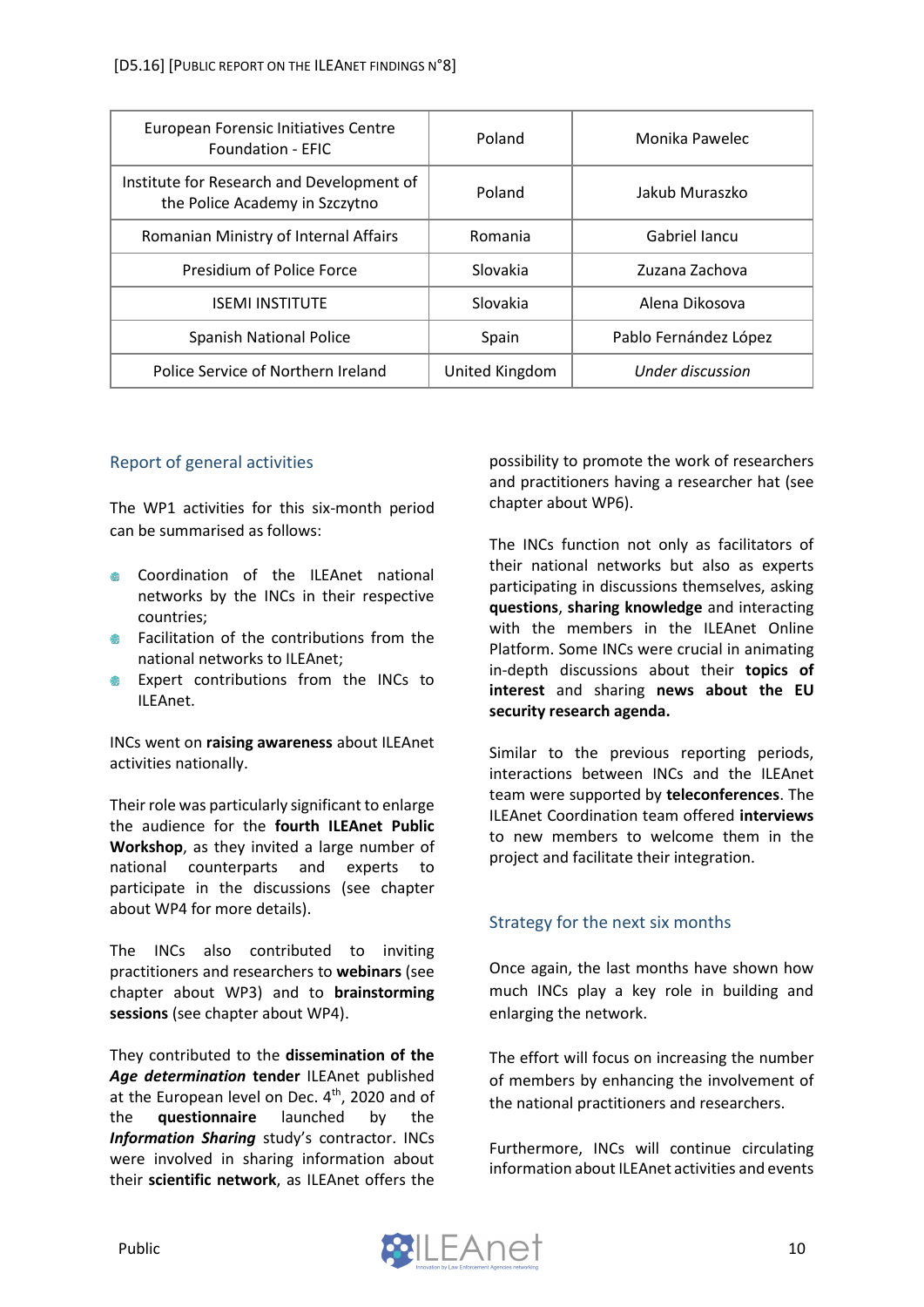| European Forensic Initiatives Centre Foundation - EFIC | Poland | Monika Pawelec |
|---|---|---|
| Institute for Research and Development of the Police Academy in Szczytno | Poland | Jakub Muraszko |
| Romanian Ministry of Internal Affairs | Romania | Gabriel Iancu |
| Presidium of Police Force | Slovakia | Zuzana Zachova |
| ISEMI INSTITUTE | Slovakia | Alena Dikosova |
| Spanish National Police | Spain | Pablo Fernández López |
| Police Service of Northern Ireland | United Kingdom | *Under discussion* |

## Report of general activities

The WP1 activities for this six-month period can be summarised as follows:

- Coordination of the ILEAnet national networks by the INCs in their respective countries;
- Facilitation of the contributions from the national networks to ILEAnet;
- Expert contributions from the INCs to ILEAnet.

INCs went on **raising awareness** about ILEAnet activities nationally.

Their role was particularly significant to enlarge the audience for the **fourth ILEAnet Public Workshop**, as they invited a large number of national counterparts and experts to participate in the discussions (see chapter about WP4 for more details).

The INCs also contributed to inviting practitioners and researchers to **webinars** (see chapter about WP3) and to **brainstorming sessions** (see chapter about WP4).

They contributed to the **dissemination of the *Age determination* tender** ILEAnet published at the European level on Dec. 4th, 2020 and of the **questionnaire** launched by the ***Information Sharing*** study's contractor. INCs were involved in sharing information about their **scientific network**, as ILEAnet offers the possibility to promote the work of researchers and practitioners having a researcher hat (see chapter about WP6).

The INCs function not only as facilitators of their national networks but also as experts participating in discussions themselves, asking **questions**, **sharing knowledge** and interacting with the members in the ILEAnet Online Platform. Some INCs were crucial in animating in-depth discussions about their **topics of interest** and sharing **news about the EU security research agenda.**

Similar to the previous reporting periods, interactions between INCs and the ILEAnet team were supported by **teleconferences**. The ILEAnet Coordination team offered **interviews** to new members to welcome them in the project and facilitate their integration.

## Strategy for the next six months

Once again, the last months have shown how much INCs play a key role in building and enlarging the network.

The effort will focus on increasing the number of members by enhancing the involvement of the national practitioners and researchers.

Furthermore, INCs will continue circulating information about ILEAnet activities and events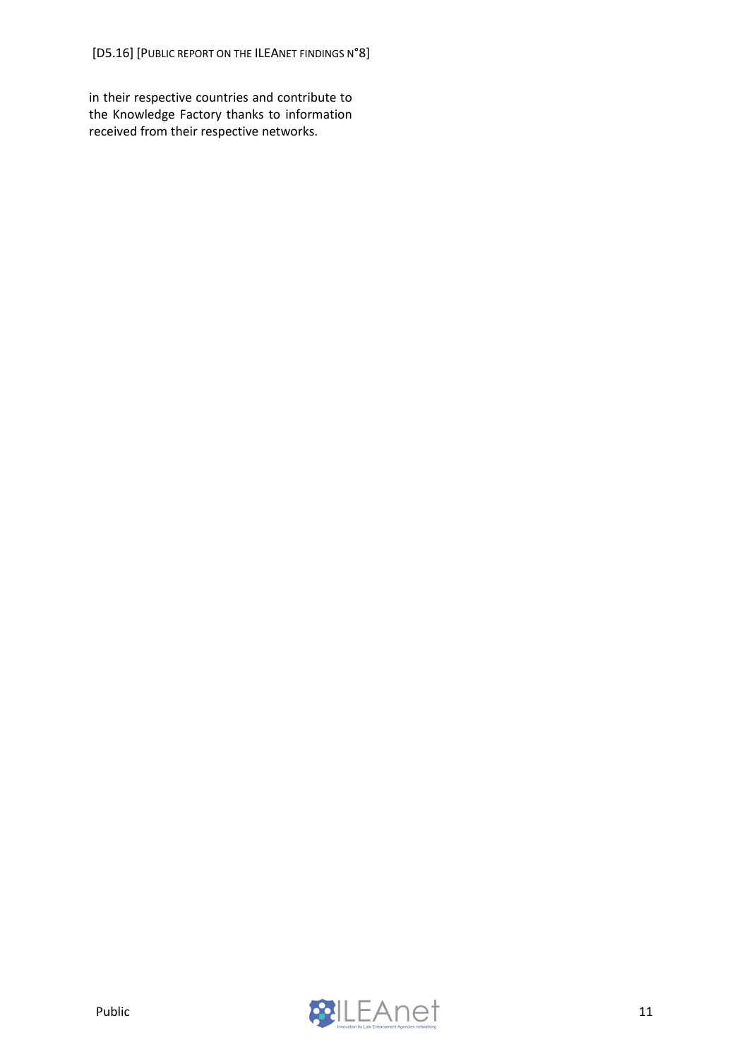in their respective countries and contribute to the Knowledge Factory thanks to information received from their respective networks.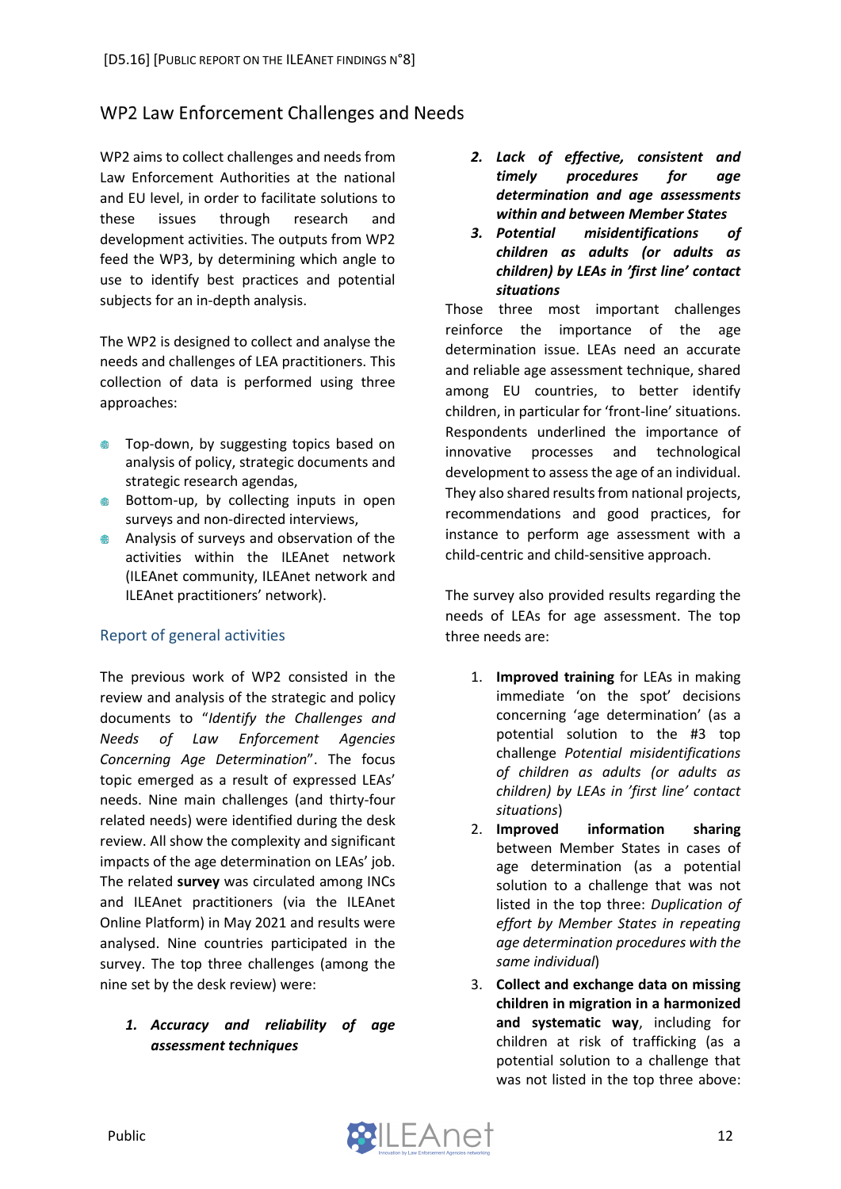## WP2 Law Enforcement Challenges and Needs

WP2 aims to collect challenges and needs from Law Enforcement Authorities at the national and EU level, in order to facilitate solutions to these issues through research and development activities. The outputs from WP2 feed the WP3, by determining which angle to use to identify best practices and potential subjects for an in-depth analysis.

The WP2 is designed to collect and analyse the needs and challenges of LEA practitioners. This collection of data is performed using three approaches:

- Top-down, by suggesting topics based on analysis of policy, strategic documents and strategic research agendas,
- Bottom-up, by collecting inputs in open surveys and non-directed interviews,
- Analysis of surveys and observation of the activities within the ILEAnet network (ILEAnet community, ILEAnet network and ILEAnet practitioners' network).

### Report of general activities

The previous work of WP2 consisted in the review and analysis of the strategic and policy documents to "*Identify the Challenges and Needs of Law Enforcement Agencies Concerning Age Determination*". The focus topic emerged as a result of expressed LEAs' needs. Nine main challenges (and thirty-four related needs) were identified during the desk review. All show the complexity and significant impacts of the age determination on LEAs' job. The related **survey** was circulated among INCs and ILEAnet practitioners (via the ILEAnet Online Platform) in May 2021 and results were analysed. Nine countries participated in the survey. The top three challenges (among the nine set by the desk review) were:

1. ***Accuracy and reliability of age assessment techniques***
2. ***Lack of effective, consistent and timely procedures for age determination and age assessments within and between Member States***
3. ***Potential misidentifications of children as adults (or adults as children) by LEAs in 'first line' contact situations***

Those three most important challenges reinforce the importance of the age determination issue. LEAs need an accurate and reliable age assessment technique, shared among EU countries, to better identify children, in particular for 'front-line' situations. Respondents underlined the importance of innovative processes and technological development to assess the age of an individual. They also shared results from national projects, recommendations and good practices, for instance to perform age assessment with a child-centric and child-sensitive approach.

The survey also provided results regarding the needs of LEAs for age assessment. The top three needs are:

1. **Improved training** for LEAs in making immediate 'on the spot' decisions concerning 'age determination' (as a potential solution to the #3 top challenge *Potential misidentifications of children as adults (or adults as children) by LEAs in 'first line' contact situations*)
2. **Improved information sharing** between Member States in cases of age determination (as a potential solution to a challenge that was not listed in the top three: *Duplication of effort by Member States in repeating age determination procedures with the same individual*)
3. **Collect and exchange data on missing children in migration in a harmonized and systematic way**, including for children at risk of trafficking (as a potential solution to a challenge that was not listed in the top three above: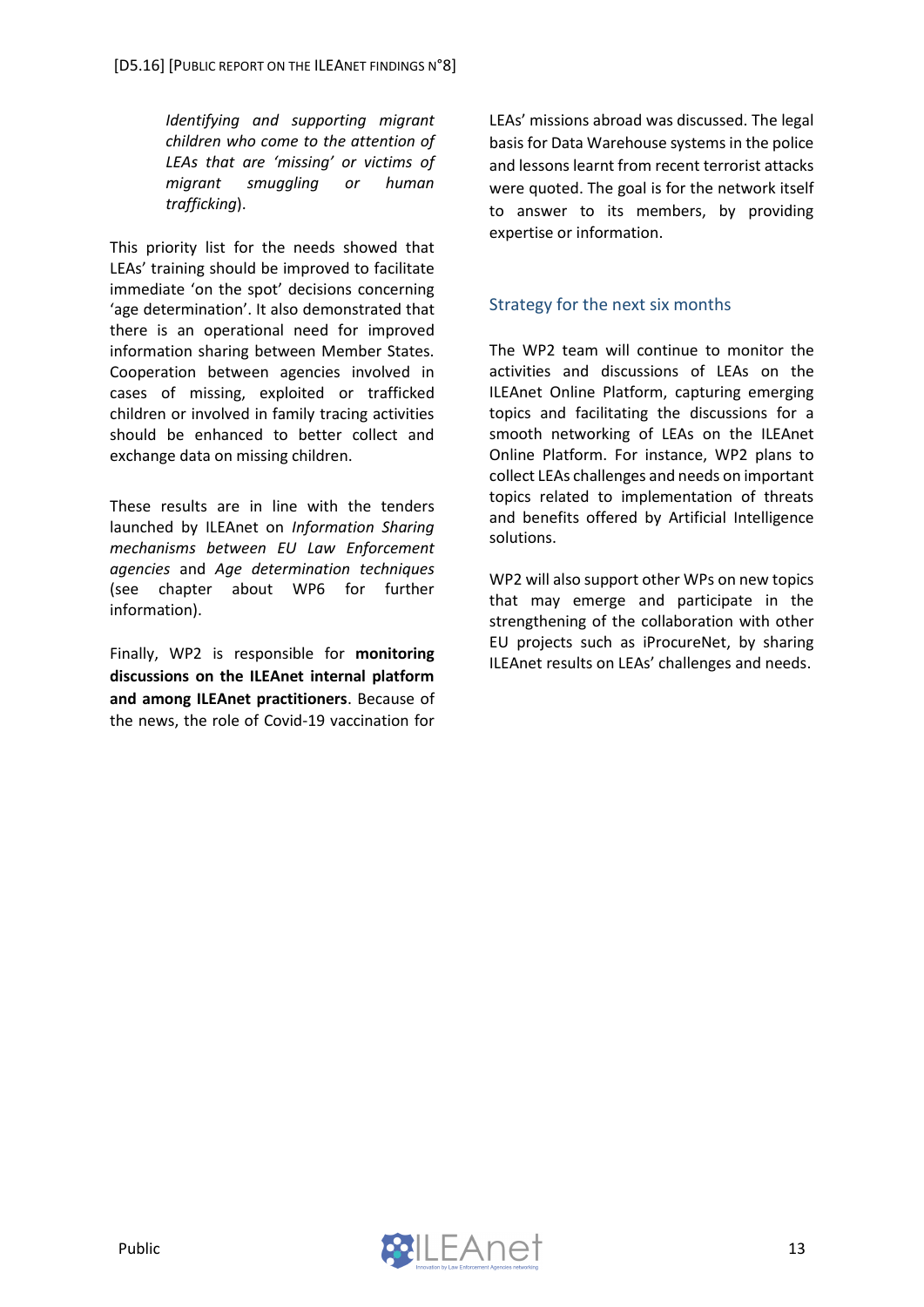*Identifying and supporting migrant children who come to the attention of LEAs that are 'missing' or victims of migrant smuggling or human trafficking*).

This priority list for the needs showed that LEAs' training should be improved to facilitate immediate 'on the spot' decisions concerning 'age determination'. It also demonstrated that there is an operational need for improved information sharing between Member States. Cooperation between agencies involved in cases of missing, exploited or trafficked children or involved in family tracing activities should be enhanced to better collect and exchange data on missing children.

These results are in line with the tenders launched by ILEAnet on *Information Sharing mechanisms between EU Law Enforcement agencies* and *Age determination techniques* (see chapter about WP6 for further information).

Finally, WP2 is responsible for **monitoring discussions on the ILEAnet internal platform and among ILEAnet practitioners**. Because of the news, the role of Covid-19 vaccination for LEAs' missions abroad was discussed. The legal basis for Data Warehouse systems in the police and lessons learnt from recent terrorist attacks were quoted. The goal is for the network itself to answer to its members, by providing expertise or information.

### Strategy for the next six months

The WP2 team will continue to monitor the activities and discussions of LEAs on the ILEAnet Online Platform, capturing emerging topics and facilitating the discussions for a smooth networking of LEAs on the ILEAnet Online Platform. For instance, WP2 plans to collect LEAs challenges and needs on important topics related to implementation of threats and benefits offered by Artificial Intelligence solutions.

WP2 will also support other WPs on new topics that may emerge and participate in the strengthening of the collaboration with other EU projects such as iProcureNet, by sharing ILEAnet results on LEAs' challenges and needs.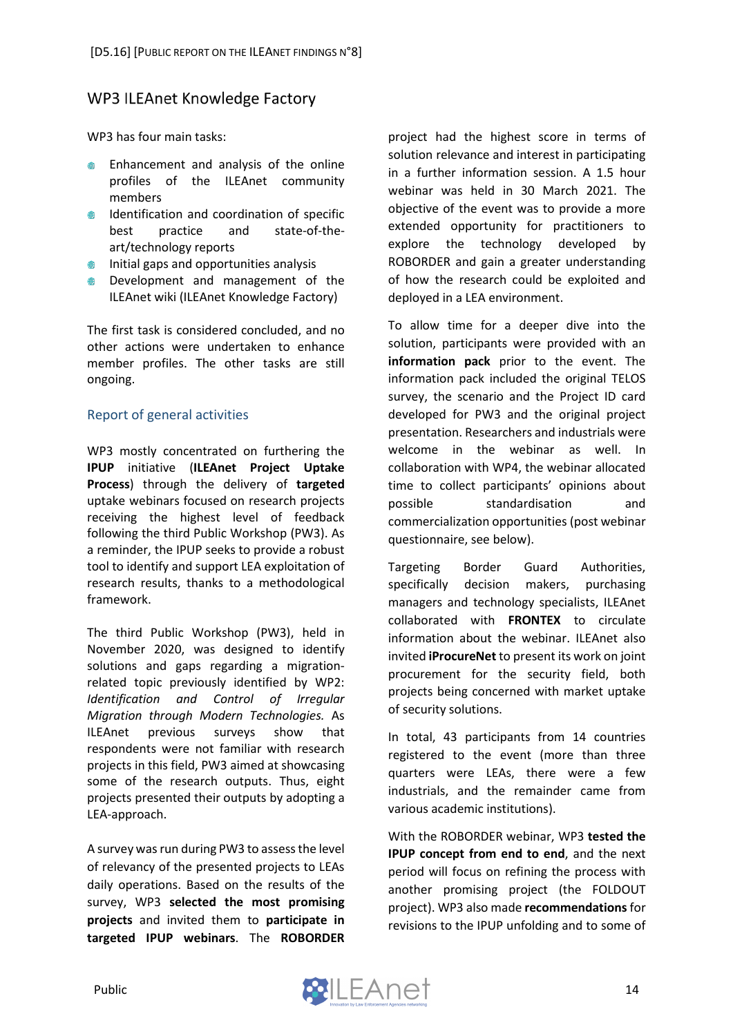## WP3 ILEAnet Knowledge Factory

WP3 has four main tasks:

- Enhancement and analysis of the online profiles of the ILEAnet community members
- Identification and coordination of specific best practice and state-of-the-art/technology reports
- Initial gaps and opportunities analysis
- Development and management of the ILEAnet wiki (ILEAnet Knowledge Factory)

The first task is considered concluded, and no other actions were undertaken to enhance member profiles. The other tasks are still ongoing.

### Report of general activities

WP3 mostly concentrated on furthering the **IPUP** initiative (**ILEAnet Project Uptake Process**) through the delivery of **targeted** uptake webinars focused on research projects receiving the highest level of feedback following the third Public Workshop (PW3). As a reminder, the IPUP seeks to provide a robust tool to identify and support LEA exploitation of research results, thanks to a methodological framework.

The third Public Workshop (PW3), held in November 2020, was designed to identify solutions and gaps regarding a migration-related topic previously identified by WP2: *Identification and Control of Irregular Migration through Modern Technologies.* As ILEAnet previous surveys show that respondents were not familiar with research projects in this field, PW3 aimed at showcasing some of the research outputs. Thus, eight projects presented their outputs by adopting a LEA-approach.

A survey was run during PW3 to assess the level of relevancy of the presented projects to LEAs daily operations. Based on the results of the survey, WP3 **selected the most promising projects** and invited them to **participate in targeted IPUP webinars**. The **ROBORDER** project had the highest score in terms of solution relevance and interest in participating in a further information session. A 1.5 hour webinar was held in 30 March 2021. The objective of the event was to provide a more extended opportunity for practitioners to explore the technology developed by ROBORDER and gain a greater understanding of how the research could be exploited and deployed in a LEA environment.

To allow time for a deeper dive into the solution, participants were provided with an **information pack** prior to the event. The information pack included the original TELOS survey, the scenario and the Project ID card developed for PW3 and the original project presentation. Researchers and industrials were welcome in the webinar as well. In collaboration with WP4, the webinar allocated time to collect participants' opinions about possible standardisation and commercialization opportunities (post webinar questionnaire, see below).

Targeting Border Guard Authorities, specifically decision makers, purchasing managers and technology specialists, ILEAnet collaborated with **FRONTEX** to circulate information about the webinar. ILEAnet also invited **iProcureNet** to present its work on joint procurement for the security field, both projects being concerned with market uptake of security solutions.

In total, 43 participants from 14 countries registered to the event (more than three quarters were LEAs, there were a few industrials, and the remainder came from various academic institutions).

With the ROBORDER webinar, WP3 **tested the IPUP concept from end to end**, and the next period will focus on refining the process with another promising project (the FOLDOUT project). WP3 also made **recommendations** for revisions to the IPUP unfolding and to some of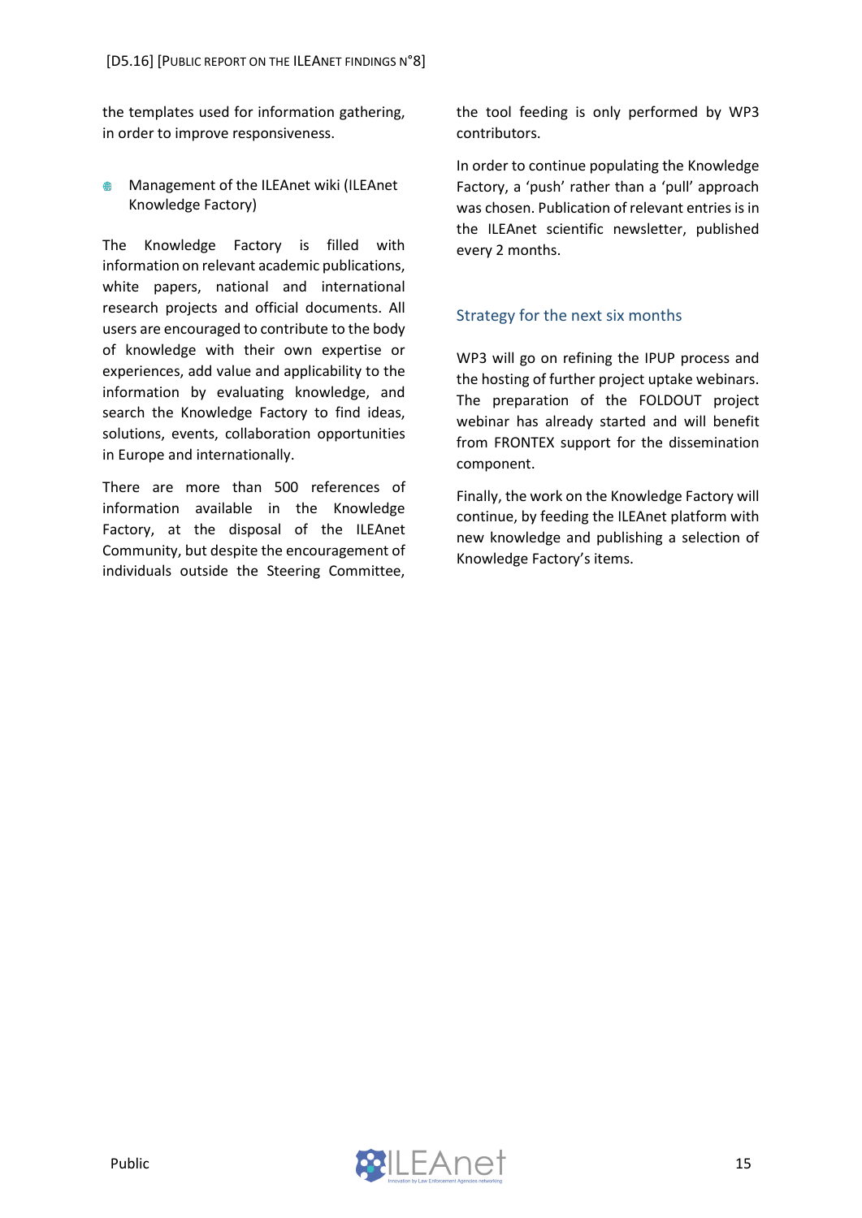the templates used for information gathering, in order to improve responsiveness.

- Management of the ILEAnet wiki (ILEAnet Knowledge Factory)

The Knowledge Factory is filled with information on relevant academic publications, white papers, national and international research projects and official documents. All users are encouraged to contribute to the body of knowledge with their own expertise or experiences, add value and applicability to the information by evaluating knowledge, and search the Knowledge Factory to find ideas, solutions, events, collaboration opportunities in Europe and internationally.

There are more than 500 references of information available in the Knowledge Factory, at the disposal of the ILEAnet Community, but despite the encouragement of individuals outside the Steering Committee, the tool feeding is only performed by WP3 contributors.

In order to continue populating the Knowledge Factory, a 'push' rather than a 'pull' approach was chosen. Publication of relevant entries is in the ILEAnet scientific newsletter, published every 2 months.

## Strategy for the next six months

WP3 will go on refining the IPUP process and the hosting of further project uptake webinars. The preparation of the FOLDOUT project webinar has already started and will benefit from FRONTEX support for the dissemination component.

Finally, the work on the Knowledge Factory will continue, by feeding the ILEAnet platform with new knowledge and publishing a selection of Knowledge Factory's items.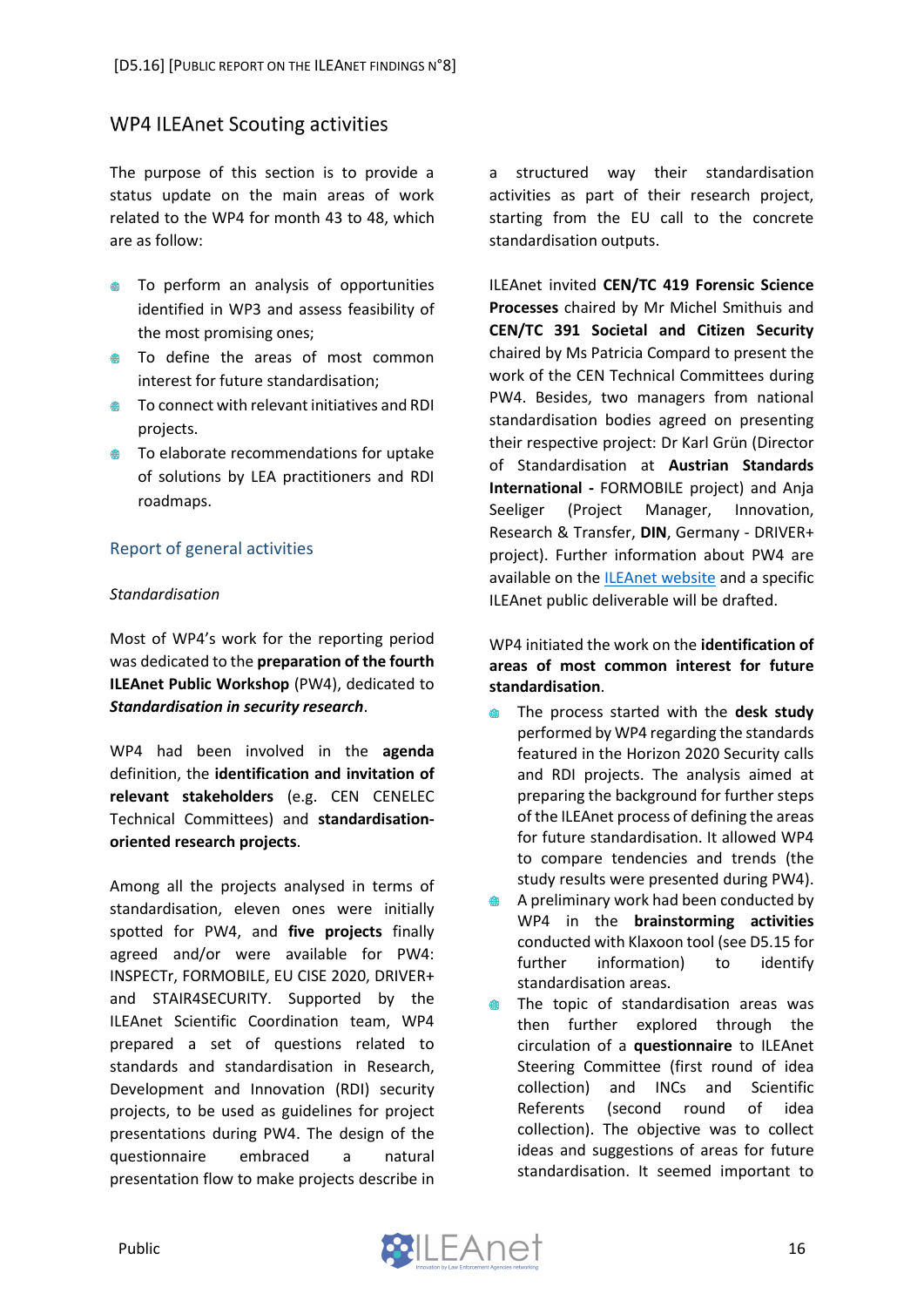## WP4 ILEAnet Scouting activities

The purpose of this section is to provide a status update on the main areas of work related to the WP4 for month 43 to 48, which are as follow:

- To perform an analysis of opportunities identified in WP3 and assess feasibility of the most promising ones;
- To define the areas of most common interest for future standardisation;
- To connect with relevant initiatives and RDI projects.
- To elaborate recommendations for uptake of solutions by LEA practitioners and RDI roadmaps.

### Report of general activities

*Standardisation*

Most of WP4's work for the reporting period was dedicated to the **preparation of the fourth ILEAnet Public Workshop** (PW4), dedicated to ***Standardisation in security research***.

WP4 had been involved in the **agenda** definition, the **identification and invitation of relevant stakeholders** (e.g. CEN CENELEC Technical Committees) and **standardisation-oriented research projects**.

Among all the projects analysed in terms of standardisation, eleven ones were initially spotted for PW4, and **five projects** finally agreed and/or were available for PW4: INSPECTr, FORMOBILE, EU CISE 2020, DRIVER+ and STAIR4SECURITY. Supported by the ILEAnet Scientific Coordination team, WP4 prepared a set of questions related to standards and standardisation in Research, Development and Innovation (RDI) security projects, to be used as guidelines for project presentations during PW4. The design of the questionnaire embraced a natural presentation flow to make projects describe in a structured way their standardisation activities as part of their research project, starting from the EU call to the concrete standardisation outputs.

ILEAnet invited **CEN/TC 419 Forensic Science Processes** chaired by Mr Michel Smithuis and **CEN/TC 391 Societal and Citizen Security** chaired by Ms Patricia Compard to present the work of the CEN Technical Committees during PW4. Besides, two managers from national standardisation bodies agreed on presenting their respective project: Dr Karl Grün (Director of Standardisation at **Austrian Standards International -** FORMOBILE project) and Anja Seeliger (Project Manager, Innovation, Research & Transfer, **DIN**, Germany - DRIVER+ project). Further information about PW4 are available on the ILEAnet website and a specific ILEAnet public deliverable will be drafted.

WP4 initiated the work on the **identification of areas of most common interest for future standardisation**.

- The process started with the **desk study** performed by WP4 regarding the standards featured in the Horizon 2020 Security calls and RDI projects. The analysis aimed at preparing the background for further steps of the ILEAnet process of defining the areas for future standardisation. It allowed WP4 to compare tendencies and trends (the study results were presented during PW4).
- A preliminary work had been conducted by WP4 in the **brainstorming activities** conducted with Klaxoon tool (see D5.15 for further information) to identify standardisation areas.
- The topic of standardisation areas was then further explored through the circulation of a **questionnaire** to ILEAnet Steering Committee (first round of idea collection) and INCs and Scientific Referents (second round of idea collection). The objective was to collect ideas and suggestions of areas for future standardisation. It seemed important to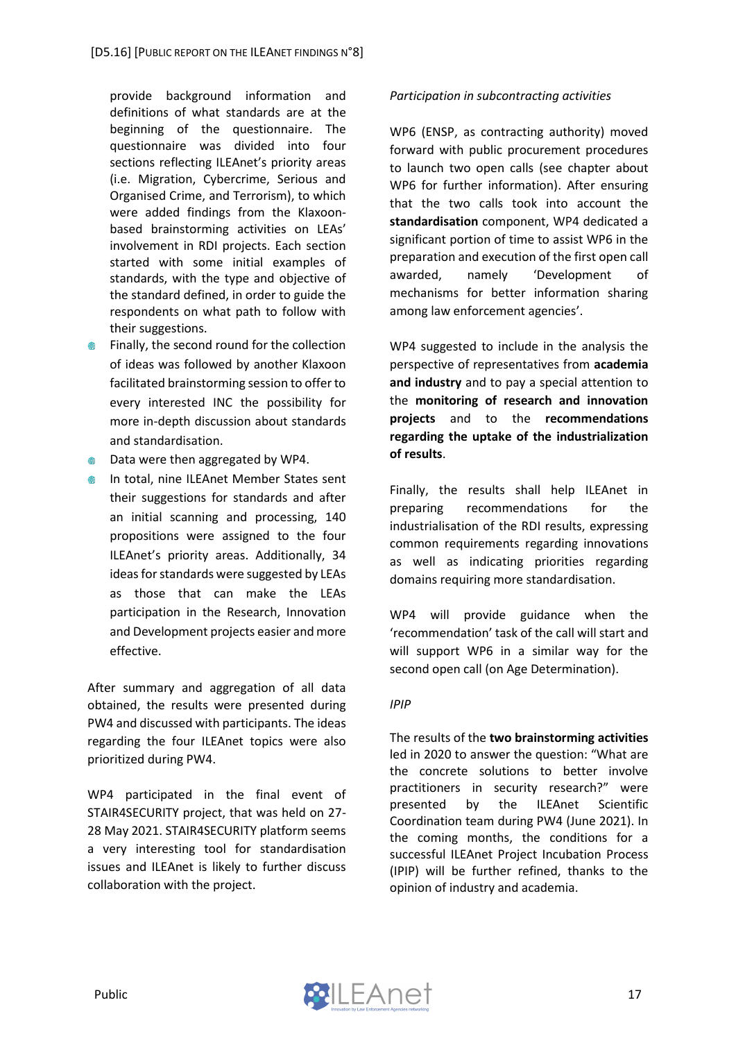provide background information and definitions of what standards are at the beginning of the questionnaire. The questionnaire was divided into four sections reflecting ILEAnet's priority areas (i.e. Migration, Cybercrime, Serious and Organised Crime, and Terrorism), to which were added findings from the Klaxoon-based brainstorming activities on LEAs' involvement in RDI projects. Each section started with some initial examples of standards, with the type and objective of the standard defined, in order to guide the respondents on what path to follow with their suggestions.

- Finally, the second round for the collection of ideas was followed by another Klaxoon facilitated brainstorming session to offer to every interested INC the possibility for more in-depth discussion about standards and standardisation.
- Data were then aggregated by WP4.
- In total, nine ILEAnet Member States sent their suggestions for standards and after an initial scanning and processing, 140 propositions were assigned to the four ILEAnet's priority areas. Additionally, 34 ideas for standards were suggested by LEAs as those that can make the LEAs participation in the Research, Innovation and Development projects easier and more effective.

After summary and aggregation of all data obtained, the results were presented during PW4 and discussed with participants. The ideas regarding the four ILEAnet topics were also prioritized during PW4.

WP4 participated in the final event of STAIR4SECURITY project, that was held on 27-28 May 2021. STAIR4SECURITY platform seems a very interesting tool for standardisation issues and ILEAnet is likely to further discuss collaboration with the project.

*Participation in subcontracting activities*

WP6 (ENSP, as contracting authority) moved forward with public procurement procedures to launch two open calls (see chapter about WP6 for further information). After ensuring that the two calls took into account the **standardisation** component, WP4 dedicated a significant portion of time to assist WP6 in the preparation and execution of the first open call awarded, namely 'Development of mechanisms for better information sharing among law enforcement agencies'.

WP4 suggested to include in the analysis the perspective of representatives from **academia and industry** and to pay a special attention to the **monitoring of research and innovation projects** and to the **recommendations regarding the uptake of the industrialization of results**.

Finally, the results shall help ILEAnet in preparing recommendations for the industrialisation of the RDI results, expressing common requirements regarding innovations as well as indicating priorities regarding domains requiring more standardisation.

WP4 will provide guidance when the 'recommendation' task of the call will start and will support WP6 in a similar way for the second open call (on Age Determination).

*IPIP*

The results of the **two brainstorming activities** led in 2020 to answer the question: "What are the concrete solutions to better involve practitioners in security research?" were presented by the ILEAnet Scientific Coordination team during PW4 (June 2021). In the coming months, the conditions for a successful ILEAnet Project Incubation Process (IPIP) will be further refined, thanks to the opinion of industry and academia.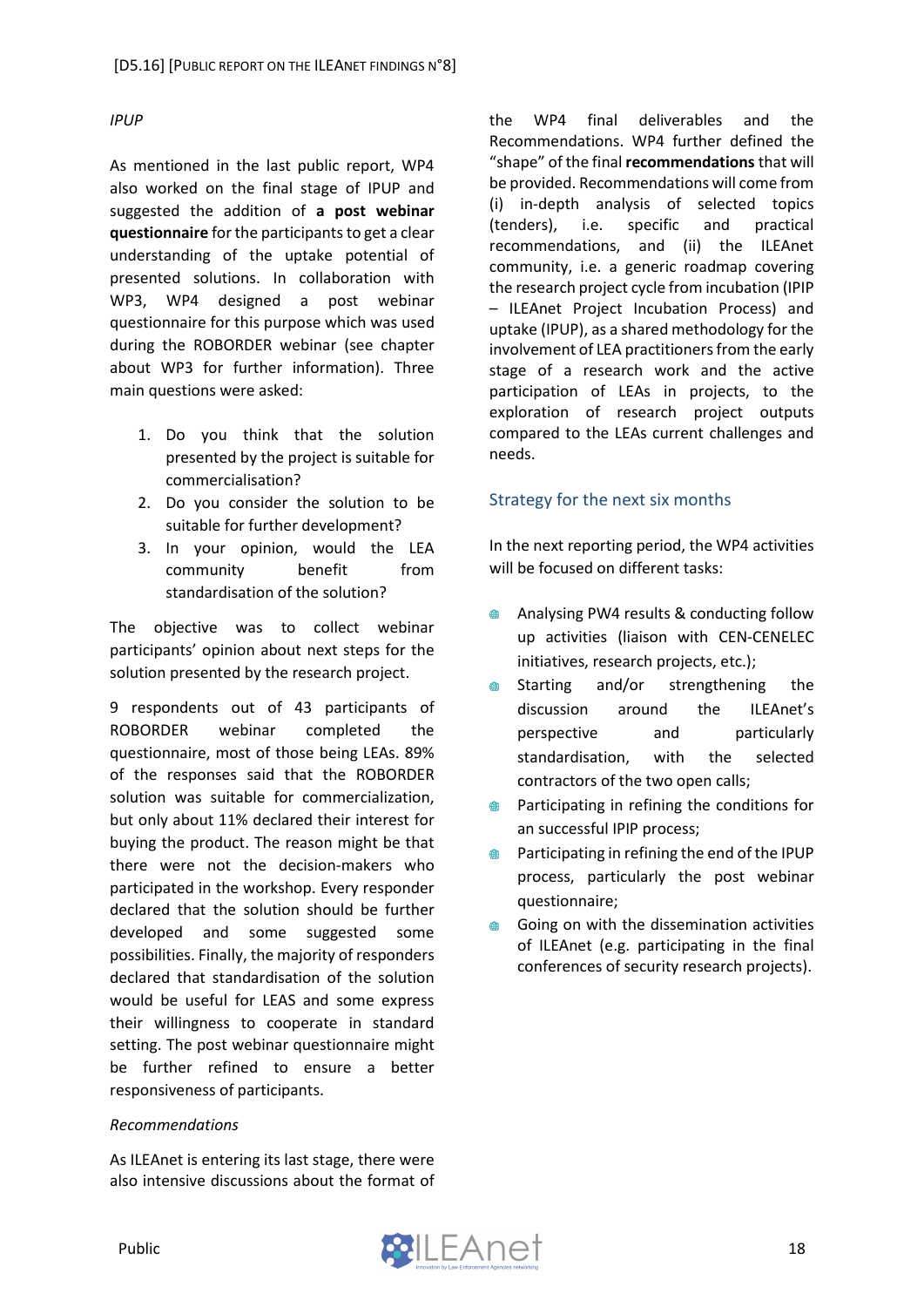*IPUP*

As mentioned in the last public report, WP4 also worked on the final stage of IPUP and suggested the addition of **a post webinar questionnaire** for the participants to get a clear understanding of the uptake potential of presented solutions. In collaboration with WP3, WP4 designed a post webinar questionnaire for this purpose which was used during the ROBORDER webinar (see chapter about WP3 for further information). Three main questions were asked:

1. Do you think that the solution presented by the project is suitable for commercialisation?
2. Do you consider the solution to be suitable for further development?
3. In your opinion, would the LEA community benefit from standardisation of the solution?

The objective was to collect webinar participants' opinion about next steps for the solution presented by the research project.

9 respondents out of 43 participants of ROBORDER webinar completed the questionnaire, most of those being LEAs. 89% of the responses said that the ROBORDER solution was suitable for commercialization, but only about 11% declared their interest for buying the product. The reason might be that there were not the decision-makers who participated in the workshop. Every responder declared that the solution should be further developed and some suggested some possibilities. Finally, the majority of responders declared that standardisation of the solution would be useful for LEAS and some express their willingness to cooperate in standard setting. The post webinar questionnaire might be further refined to ensure a better responsiveness of participants.

*Recommendations*

As ILEAnet is entering its last stage, there were also intensive discussions about the format of the WP4 final deliverables and the Recommendations. WP4 further defined the "shape" of the final **recommendations** that will be provided. Recommendations will come from (i) in-depth analysis of selected topics (tenders), i.e. specific and practical recommendations, and (ii) the ILEAnet community, i.e. a generic roadmap covering the research project cycle from incubation (IPIP – ILEAnet Project Incubation Process) and uptake (IPUP), as a shared methodology for the involvement of LEA practitioners from the early stage of a research work and the active participation of LEAs in projects, to the exploration of research project outputs compared to the LEAs current challenges and needs.

## Strategy for the next six months

In the next reporting period, the WP4 activities will be focused on different tasks:

- Analysing PW4 results & conducting follow up activities (liaison with CEN-CENELEC initiatives, research projects, etc.);
- Starting and/or strengthening the discussion around the ILEAnet's perspective and particularly standardisation, with the selected contractors of the two open calls;
- Participating in refining the conditions for an successful IPIP process;
- Participating in refining the end of the IPUP process, particularly the post webinar questionnaire;
- Going on with the dissemination activities of ILEAnet (e.g. participating in the final conferences of security research projects).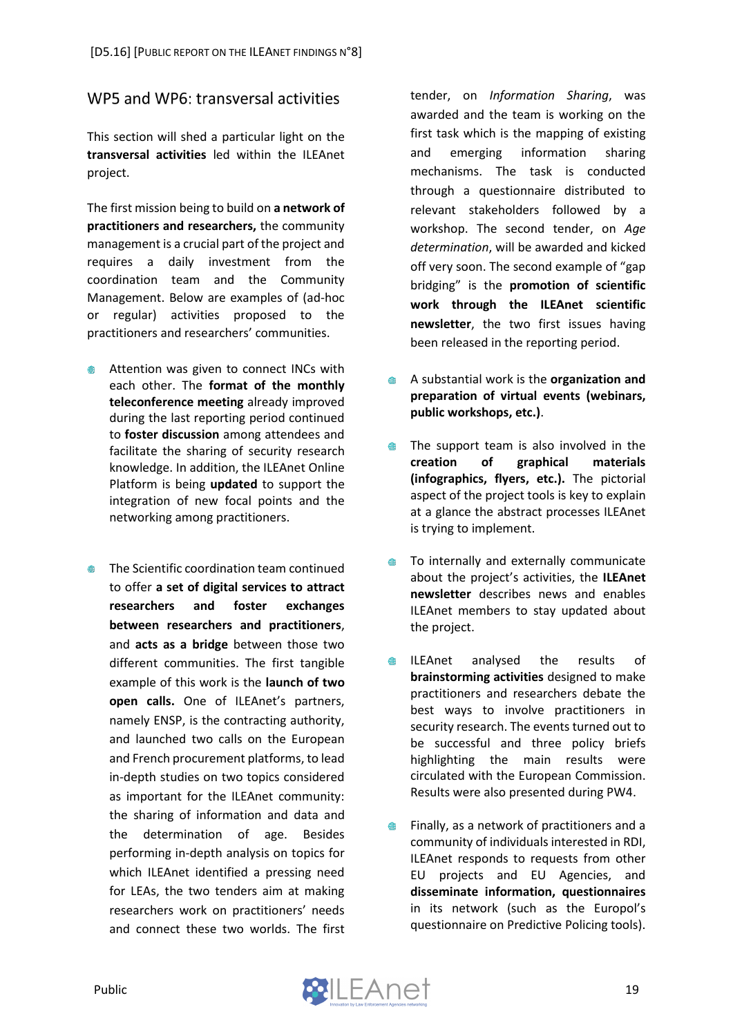## WP5 and WP6: transversal activities

This section will shed a particular light on the **transversal activities** led within the ILEAnet project.

The first mission being to build on **a network of practitioners and researchers,** the community management is a crucial part of the project and requires a daily investment from the coordination team and the Community Management. Below are examples of (ad-hoc or regular) activities proposed to the practitioners and researchers' communities.

- Attention was given to connect INCs with each other. The **format of the monthly teleconference meeting** already improved during the last reporting period continued to **foster discussion** among attendees and facilitate the sharing of security research knowledge. In addition, the ILEAnet Online Platform is being **updated** to support the integration of new focal points and the networking among practitioners.

- The Scientific coordination team continued to offer **a set of digital services to attract researchers and foster exchanges between researchers and practitioners**, and **acts as a bridge** between those two different communities. The first tangible example of this work is the **launch of two open calls.** One of ILEAnet's partners, namely ENSP, is the contracting authority, and launched two calls on the European and French procurement platforms, to lead in-depth studies on two topics considered as important for the ILEAnet community: the sharing of information and data and the determination of age. Besides performing in-depth analysis on topics for which ILEAnet identified a pressing need for LEAs, the two tenders aim at making researchers work on practitioners' needs and connect these two worlds. The first tender, on *Information Sharing*, was awarded and the team is working on the first task which is the mapping of existing and emerging information sharing mechanisms. The task is conducted through a questionnaire distributed to relevant stakeholders followed by a workshop. The second tender, on *Age determination*, will be awarded and kicked off very soon. The second example of "gap bridging" is the **promotion of scientific work through the ILEAnet scientific newsletter**, the two first issues having been released in the reporting period.

- A substantial work is the **organization and preparation of virtual events (webinars, public workshops, etc.)**.

- The support team is also involved in the **creation of graphical materials (infographics, flyers, etc.).** The pictorial aspect of the project tools is key to explain at a glance the abstract processes ILEAnet is trying to implement.

- To internally and externally communicate about the project's activities, the **ILEAnet newsletter** describes news and enables ILEAnet members to stay updated about the project.

- ILEAnet analysed the results of **brainstorming activities** designed to make practitioners and researchers debate the best ways to involve practitioners in security research. The events turned out to be successful and three policy briefs highlighting the main results were circulated with the European Commission. Results were also presented during PW4.

- Finally, as a network of practitioners and a community of individuals interested in RDI, ILEAnet responds to requests from other EU projects and EU Agencies, and **disseminate information, questionnaires** in its network (such as the Europol's questionnaire on Predictive Policing tools).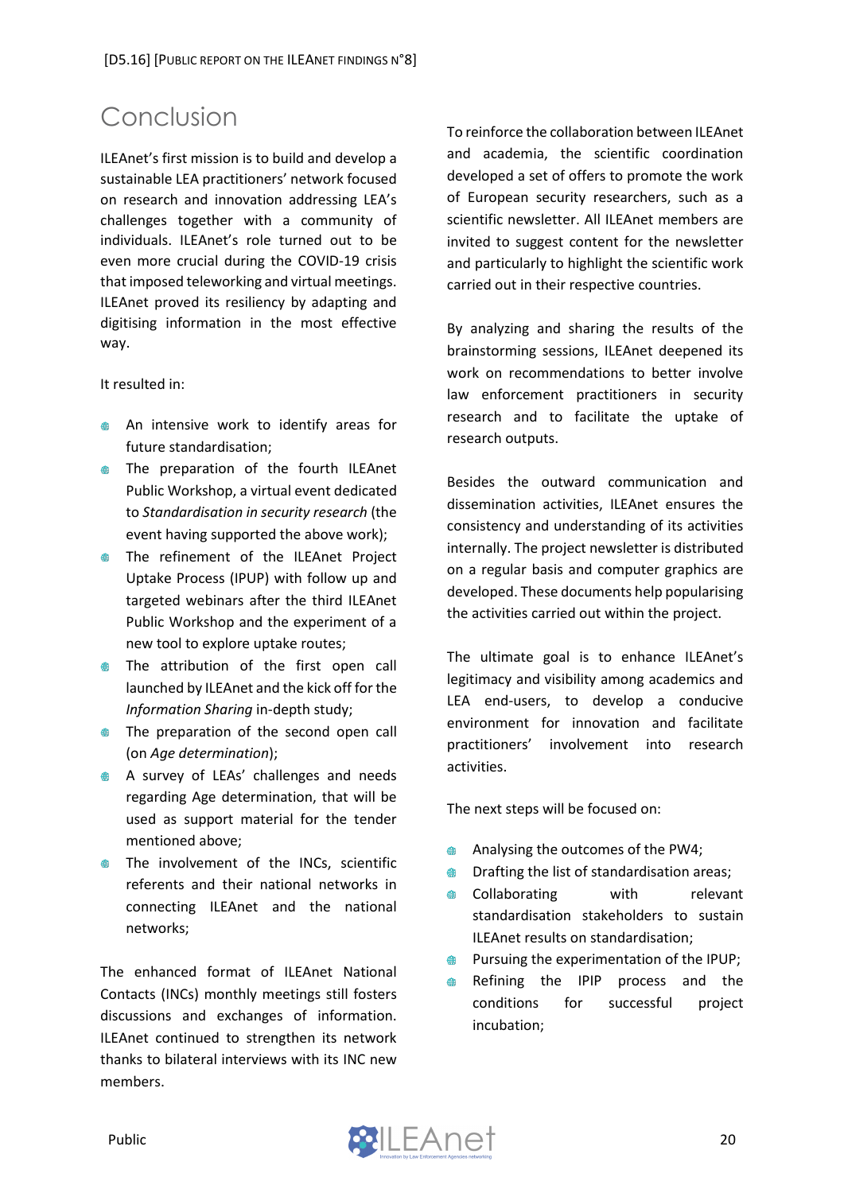# Conclusion

ILEAnet's first mission is to build and develop a sustainable LEA practitioners' network focused on research and innovation addressing LEA's challenges together with a community of individuals. ILEAnet's role turned out to be even more crucial during the COVID-19 crisis that imposed teleworking and virtual meetings. ILEAnet proved its resiliency by adapting and digitising information in the most effective way.

It resulted in:

- An intensive work to identify areas for future standardisation;
- The preparation of the fourth ILEAnet Public Workshop, a virtual event dedicated to *Standardisation in security research* (the event having supported the above work);
- The refinement of the ILEAnet Project Uptake Process (IPUP) with follow up and targeted webinars after the third ILEAnet Public Workshop and the experiment of a new tool to explore uptake routes;
- The attribution of the first open call launched by ILEAnet and the kick off for the *Information Sharing* in-depth study;
- The preparation of the second open call (on *Age determination*);
- A survey of LEAs' challenges and needs regarding Age determination, that will be used as support material for the tender mentioned above;
- The involvement of the INCs, scientific referents and their national networks in connecting ILEAnet and the national networks;

The enhanced format of ILEAnet National Contacts (INCs) monthly meetings still fosters discussions and exchanges of information. ILEAnet continued to strengthen its network thanks to bilateral interviews with its INC new members.

To reinforce the collaboration between ILEAnet and academia, the scientific coordination developed a set of offers to promote the work of European security researchers, such as a scientific newsletter. All ILEAnet members are invited to suggest content for the newsletter and particularly to highlight the scientific work carried out in their respective countries.

By analyzing and sharing the results of the brainstorming sessions, ILEAnet deepened its work on recommendations to better involve law enforcement practitioners in security research and to facilitate the uptake of research outputs.

Besides the outward communication and dissemination activities, ILEAnet ensures the consistency and understanding of its activities internally. The project newsletter is distributed on a regular basis and computer graphics are developed. These documents help popularising the activities carried out within the project.

The ultimate goal is to enhance ILEAnet's legitimacy and visibility among academics and LEA end-users, to develop a conducive environment for innovation and facilitate practitioners' involvement into research activities.

The next steps will be focused on:

- Analysing the outcomes of the PW4;
- Drafting the list of standardisation areas;
- Collaborating with relevant standardisation stakeholders to sustain ILEAnet results on standardisation;
- Pursuing the experimentation of the IPUP;
- Refining the IPIP process and the conditions for successful project incubation;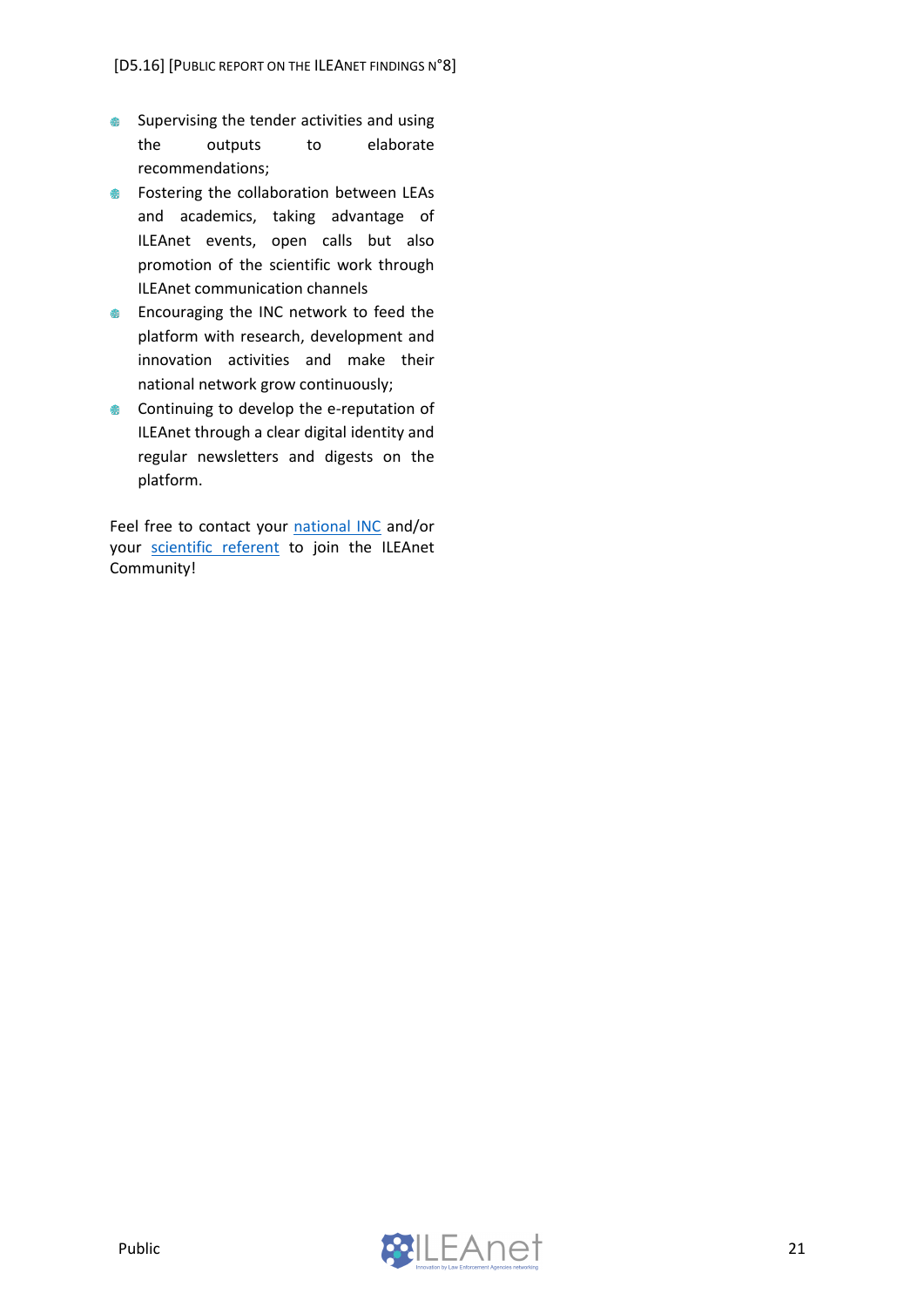- Supervising the tender activities and using the outputs to elaborate recommendations;
- Fostering the collaboration between LEAs and academics, taking advantage of ILEAnet events, open calls but also promotion of the scientific work through ILEAnet communication channels
- Encouraging the INC network to feed the platform with research, development and innovation activities and make their national network grow continuously;
- Continuing to develop the e-reputation of ILEAnet through a clear digital identity and regular newsletters and digests on the platform.

Feel free to contact your national INC and/or your scientific referent to join the ILEAnet Community!